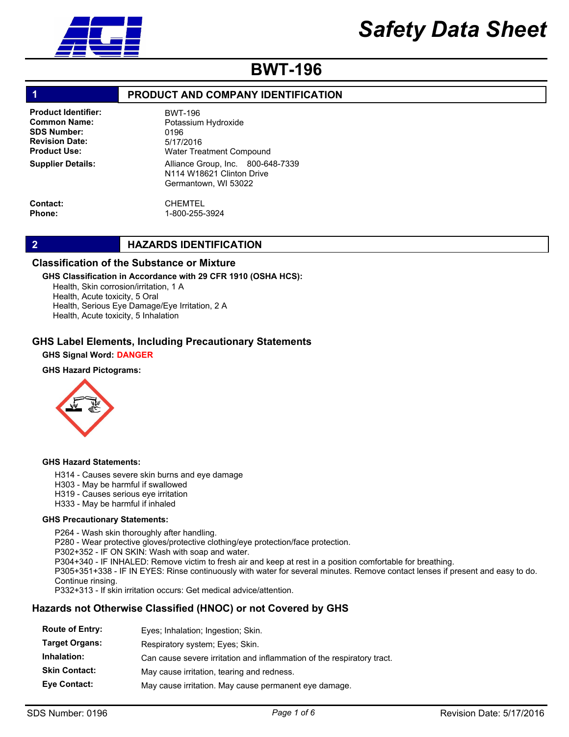# Safety Data Sheet

# BWT-196

## 1 PRODUCT AND COMPANY IDENTIFICATION

**Product Identifier:** BWT-196
**Common Name:** Potassium Hydroxide
**SDS Number:** 0196
**Revision Date:** 5/17/2016
**Product Use:** Water Treatment Compound
**Supplier Details:** Alliance Group, Inc. 800-648-7339
N114 W18621 Clinton Drive
Germantown, WI 53022

**Contact:** CHEMTEL
**Phone:** 1-800-255-3924

## 2 HAZARDS IDENTIFICATION

### Classification of the Substance or Mixture

**GHS Classification in Accordance with 29 CFR 1910 (OSHA HCS):**

Health, Skin corrosion/irritation, 1 A
Health, Acute toxicity, 5 Oral
Health, Serious Eye Damage/Eye Irritation, 2 A
Health, Acute toxicity, 5 Inhalation

### GHS Label Elements, Including Precautionary Statements

**GHS Signal Word: DANGER**

**GHS Hazard Pictograms:**

**GHS Hazard Statements:**

H314 - Causes severe skin burns and eye damage
H303 - May be harmful if swallowed
H319 - Causes serious eye irritation
H333 - May be harmful if inhaled

**GHS Precautionary Statements:**

P264 - Wash skin thoroughly after handling.
P280 - Wear protective gloves/protective clothing/eye protection/face protection.
P302+352 - IF ON SKIN: Wash with soap and water.
P304+340 - IF INHALED: Remove victim to fresh air and keep at rest in a position comfortable for breathing.
P305+351+338 - IF IN EYES: Rinse continuously with water for several minutes. Remove contact lenses if present and easy to do. Continue rinsing.
P332+313 - If skin irritation occurs: Get medical advice/attention.

### Hazards not Otherwise Classified (HNOC) or not Covered by GHS

**Route of Entry:** Eyes; Inhalation; Ingestion; Skin.
**Target Organs:** Respiratory system; Eyes; Skin.
**Inhalation:** Can cause severe irritation and inflammation of the respiratory tract.
**Skin Contact:** May cause irritation, tearing and redness.
**Eye Contact:** May cause irritation. May cause permanent eye damage.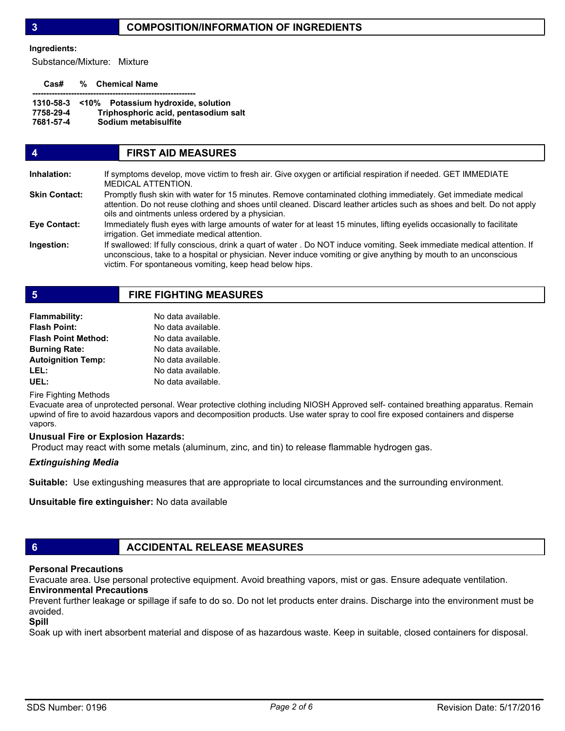## 3 COMPOSITION/INFORMATION OF INGREDIENTS

**Ingredients:**

Substance/Mixture: Mixture

| Cas# | % | Chemical Name |
|---|---|---|
| 1310-58-3 | <10% | Potassium hydroxide, solution |
| 7758-29-4 | | Triphosphoric acid, pentasodium salt |
| 7681-57-4 | | Sodium metabisulfite |

## 4 FIRST AID MEASURES

**Inhalation:** If symptoms develop, move victim to fresh air. Give oxygen or artificial respiration if needed. GET IMMEDIATE MEDICAL ATTENTION.

**Skin Contact:** Promptly flush skin with water for 15 minutes. Remove contaminated clothing immediately. Get immediate medical attention. Do not reuse clothing and shoes until cleaned. Discard leather articles such as shoes and belt. Do not apply oils and ointments unless ordered by a physician.

**Eye Contact:** Immediately flush eyes with large amounts of water for at least 15 minutes, lifting eyelids occasionally to facilitate irrigation. Get immediate medical attention.

**Ingestion:** If swallowed: If fully conscious, drink a quart of water . Do NOT induce vomiting. Seek immediate medical attention. If unconscious, take to a hospital or physician. Never induce vomiting or give anything by mouth to an unconscious victim. For spontaneous vomiting, keep head below hips.

## 5 FIRE FIGHTING MEASURES

**Flammability:** No data available.
**Flash Point:** No data available.
**Flash Point Method:** No data available.
**Burning Rate:** No data available.
**Autoignition Temp:** No data available.
**LEL:** No data available.
**UEL:** No data available.

Fire Fighting Methods

Evacuate area of unprotected personal. Wear protective clothing including NIOSH Approved self- contained breathing apparatus. Remain upwind of fire to avoid hazardous vapors and decomposition products. Use water spray to cool fire exposed containers and disperse vapors.

**Unusual Fire or Explosion Hazards:**

Product may react with some metals (aluminum, zinc, and tin) to release flammable hydrogen gas.

***Extinguishing Media***

**Suitable:** Use extingushing measures that are appropriate to local circumstances and the surrounding environment.

**Unsuitable fire extinguisher:** No data available

## 6 ACCIDENTAL RELEASE MEASURES

**Personal Precautions**

Evacuate area. Use personal protective equipment. Avoid breathing vapors, mist or gas. Ensure adequate ventilation.

**Environmental Precautions**

Prevent further leakage or spillage if safe to do so. Do not let products enter drains. Discharge into the environment must be avoided.

**Spill**

Soak up with inert absorbent material and dispose of as hazardous waste. Keep in suitable, closed containers for disposal.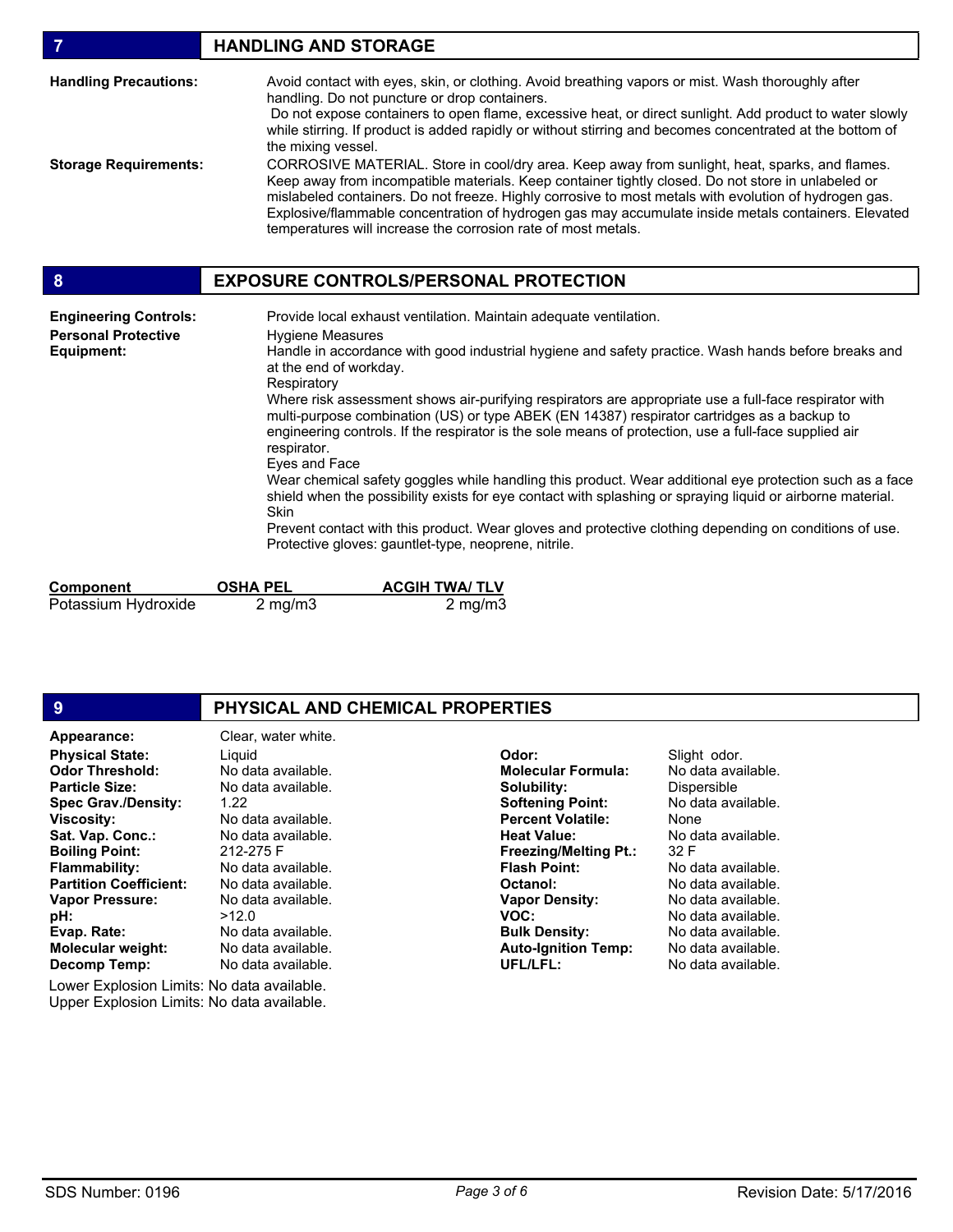## 7 HANDLING AND STORAGE

**Handling Precautions:** Avoid contact with eyes, skin, or clothing. Avoid breathing vapors or mist. Wash thoroughly after handling. Do not puncture or drop containers.
Do not expose containers to open flame, excessive heat, or direct sunlight. Add product to water slowly while stirring. If product is added rapidly or without stirring and becomes concentrated at the bottom of the mixing vessel.

**Storage Requirements:** CORROSIVE MATERIAL. Store in cool/dry area. Keep away from sunlight, heat, sparks, and flames. Keep away from incompatible materials. Keep container tightly closed. Do not store in unlabeled or mislabeled containers. Do not freeze. Highly corrosive to most metals with evolution of hydrogen gas. Explosive/flammable concentration of hydrogen gas may accumulate inside metals containers. Elevated temperatures will increase the corrosion rate of most metals.

## 8 EXPOSURE CONTROLS/PERSONAL PROTECTION

**Engineering Controls:** Provide local exhaust ventilation. Maintain adequate ventilation.

**Personal Protective Equipment:**

Hygiene Measures
Handle in accordance with good industrial hygiene and safety practice. Wash hands before breaks and at the end of workday.

Respiratory
Where risk assessment shows air-purifying respirators are appropriate use a full-face respirator with multi-purpose combination (US) or type ABEK (EN 14387) respirator cartridges as a backup to engineering controls. If the respirator is the sole means of protection, use a full-face supplied air respirator.

Eyes and Face
Wear chemical safety goggles while handling this product. Wear additional eye protection such as a face shield when the possibility exists for eye contact with splashing or spraying liquid or airborne material.

Skin
Prevent contact with this product. Wear gloves and protective clothing depending on conditions of use. Protective gloves: gauntlet-type, neoprene, nitrile.

| Component | OSHA PEL | ACGIH TWA/ TLV |
|---|---|---|
| Potassium Hydroxide | 2 mg/m3 | 2 mg/m3 |

## 9 PHYSICAL AND CHEMICAL PROPERTIES

| | |
|---|---|
| **Appearance:** | Clear, water white. |
| **Physical State:** | Liquid |
| **Odor Threshold:** | No data available. |
| **Particle Size:** | No data available. |
| **Spec Grav./Density:** | 1.22 |
| **Viscosity:** | No data available. |
| **Sat. Vap. Conc.:** | No data available. |
| **Boiling Point:** | 212-275 F |
| **Flammability:** | No data available. |
| **Partition Coefficient:** | No data available. |
| **Vapor Pressure:** | No data available. |
| **pH:** | >12.0 |
| **Evap. Rate:** | No data available. |
| **Molecular weight:** | No data available. |
| **Decomp Temp:** | No data available. |
| **Odor:** | Slight odor. |
| **Molecular Formula:** | No data available. |
| **Solubility:** | Dispersible |
| **Softening Point:** | No data available. |
| **Percent Volatile:** | None |
| **Heat Value:** | No data available. |
| **Freezing/Melting Pt.:** | 32 F |
| **Flash Point:** | No data available. |
| **Octanol:** | No data available. |
| **Vapor Density:** | No data available. |
| **VOC:** | No data available. |
| **Bulk Density:** | No data available. |
| **Auto-Ignition Temp:** | No data available. |
| **UFL/LFL:** | No data available. |

Lower Explosion Limits: No data available.
Upper Explosion Limits: No data available.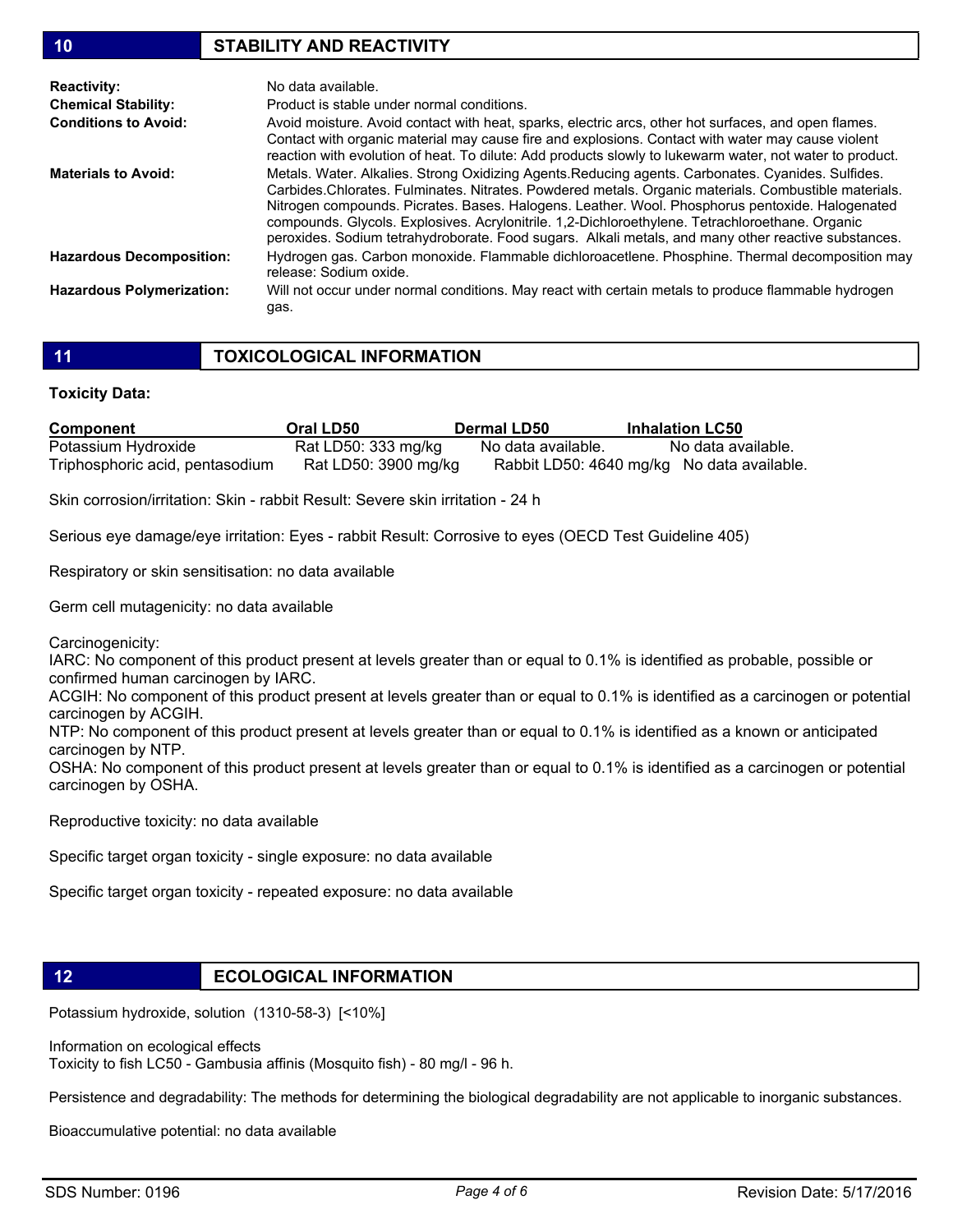## 10 STABILITY AND REACTIVITY

| | |
|---|---|
| **Reactivity:** | No data available. |
| **Chemical Stability:** | Product is stable under normal conditions. |
| **Conditions to Avoid:** | Avoid moisture. Avoid contact with heat, sparks, electric arcs, other hot surfaces, and open flames. Contact with organic material may cause fire and explosions. Contact with water may cause violent reaction with evolution of heat. To dilute: Add products slowly to lukewarm water, not water to product. |
| **Materials to Avoid:** | Metals. Water. Alkalies. Strong Oxidizing Agents.Reducing agents. Carbonates. Cyanides. Sulfides. Carbides.Chlorates. Fulminates. Nitrates. Powdered metals. Organic materials. Combustible materials. Nitrogen compounds. Picrates. Bases. Halogens. Leather. Wool. Phosphorus pentoxide. Halogenated compounds. Glycols. Explosives. Acrylonitrile. 1,2-Dichloroethylene. Tetrachloroethane. Organic peroxides. Sodium tetrahydroborate. Food sugars. Alkali metals, and many other reactive substances. |
| **Hazardous Decomposition:** | Hydrogen gas. Carbon monoxide. Flammable dichloroacetlene. Phosphine. Thermal decomposition may release: Sodium oxide. |
| **Hazardous Polymerization:** | Will not occur under normal conditions. May react with certain metals to produce flammable hydrogen gas. |

## 11 TOXICOLOGICAL INFORMATION

**Toxicity Data:**

| Component | Oral LD50 | Dermal LD50 | Inhalation LC50 |
|---|---|---|---|
| Potassium Hydroxide | Rat LD50: 333 mg/kg | No data available. | No data available. |
| Triphosphoric acid, pentasodium | Rat LD50: 3900 mg/kg | Rabbit LD50: 4640 mg/kg | No data available. |

Skin corrosion/irritation: Skin - rabbit Result: Severe skin irritation - 24 h

Serious eye damage/eye irritation: Eyes - rabbit Result: Corrosive to eyes (OECD Test Guideline 405)

Respiratory or skin sensitisation: no data available

Germ cell mutagenicity: no data available

Carcinogenicity:
IARC: No component of this product present at levels greater than or equal to 0.1% is identified as probable, possible or confirmed human carcinogen by IARC.
ACGIH: No component of this product present at levels greater than or equal to 0.1% is identified as a carcinogen or potential carcinogen by ACGIH.
NTP: No component of this product present at levels greater than or equal to 0.1% is identified as a known or anticipated carcinogen by NTP.
OSHA: No component of this product present at levels greater than or equal to 0.1% is identified as a carcinogen or potential carcinogen by OSHA.

Reproductive toxicity: no data available

Specific target organ toxicity - single exposure: no data available

Specific target organ toxicity - repeated exposure: no data available

## 12 ECOLOGICAL INFORMATION

Potassium hydroxide, solution (1310-58-3) [<10%]

Information on ecological effects
Toxicity to fish LC50 - Gambusia affinis (Mosquito fish) - 80 mg/l - 96 h.

Persistence and degradability: The methods for determining the biological degradability are not applicable to inorganic substances.

Bioaccumulative potential: no data available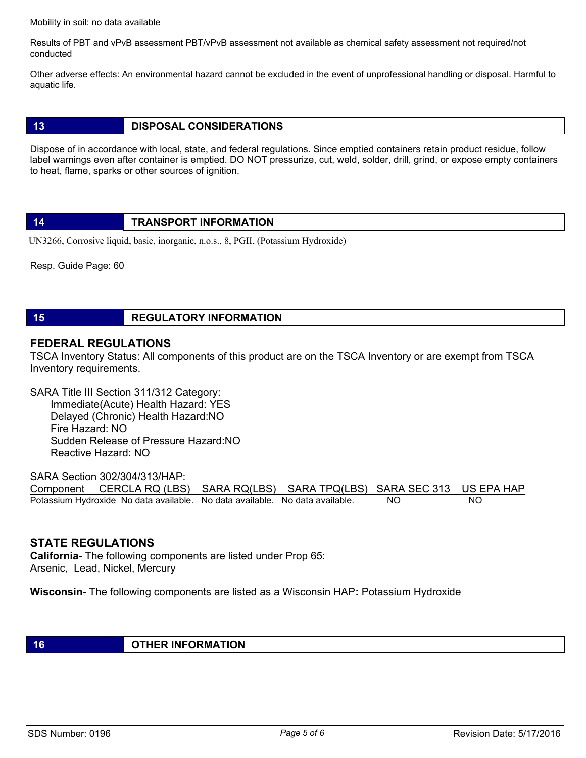Mobility in soil: no data available

Results of PBT and vPvB assessment PBT/vPvB assessment not available as chemical safety assessment not required/not conducted

Other adverse effects: An environmental hazard cannot be excluded in the event of unprofessional handling or disposal. Harmful to aquatic life.

## 13 DISPOSAL CONSIDERATIONS

Dispose of in accordance with local, state, and federal regulations. Since emptied containers retain product residue, follow label warnings even after container is emptied. DO NOT pressurize, cut, weld, solder, drill, grind, or expose empty containers to heat, flame, sparks or other sources of ignition.

## 14 TRANSPORT INFORMATION

UN3266, Corrosive liquid, basic, inorganic, n.o.s., 8, PGII, (Potassium Hydroxide)

Resp. Guide Page: 60

## 15 REGULATORY INFORMATION

### FEDERAL REGULATIONS

TSCA Inventory Status: All components of this product are on the TSCA Inventory or are exempt from TSCA Inventory requirements.

SARA Title III Section 311/312 Category:

- Immediate(Acute) Health Hazard: YES
- Delayed (Chronic) Health Hazard:NO
- Fire Hazard: NO
- Sudden Release of Pressure Hazard:NO
- Reactive Hazard: NO

SARA Section 302/304/313/HAP:

| Component | CERCLA RQ (LBS) | SARA RQ(LBS) | SARA TPQ(LBS) | SARA SEC 313 | US EPA HAP |
|---|---|---|---|---|---|
| Potassium Hydroxide | No data available. | No data available. | No data available. | NO | NO |

### STATE REGULATIONS

**California-** The following components are listed under Prop 65:
Arsenic, Lead, Nickel, Mercury

**Wisconsin-** The following components are listed as a Wisconsin HAP**:** Potassium Hydroxide

## 16 OTHER INFORMATION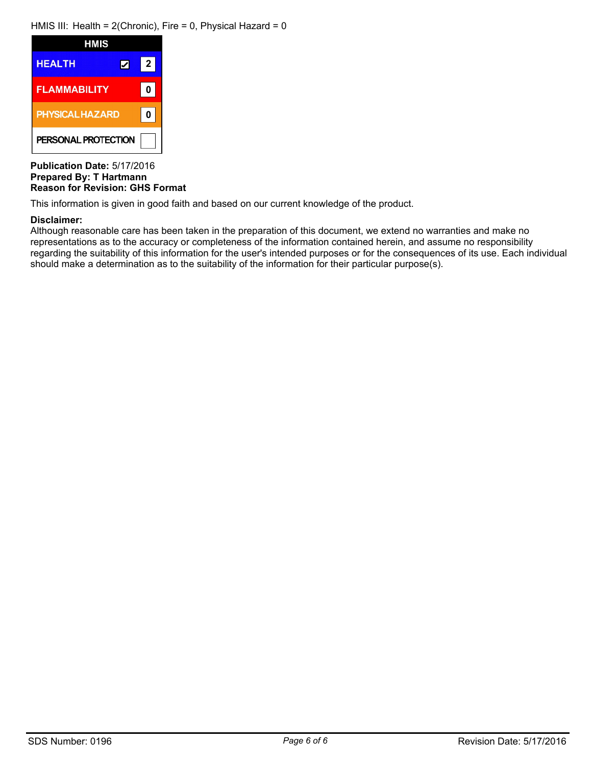HMIS III: Health = 2(Chronic), Fire = 0, Physical Hazard = 0

| HMIS | | |
| --- | --- | --- |
| HEALTH | ✔ | 2 |
| FLAMMABILITY | | 0 |
| PHYSICAL HAZARD | | 0 |
| PERSONAL PROTECTION | | |

**Publication Date:** 5/17/2016
**Prepared By: T Hartmann**
**Reason for Revision: GHS Format**

This information is given in good faith and based on our current knowledge of the product.

**Disclaimer:**
Although reasonable care has been taken in the preparation of this document, we extend no warranties and make no representations as to the accuracy or completeness of the information contained herein, and assume no responsibility regarding the suitability of this information for the user's intended purposes or for the consequences of its use. Each individual should make a determination as to the suitability of the information for their particular purpose(s).